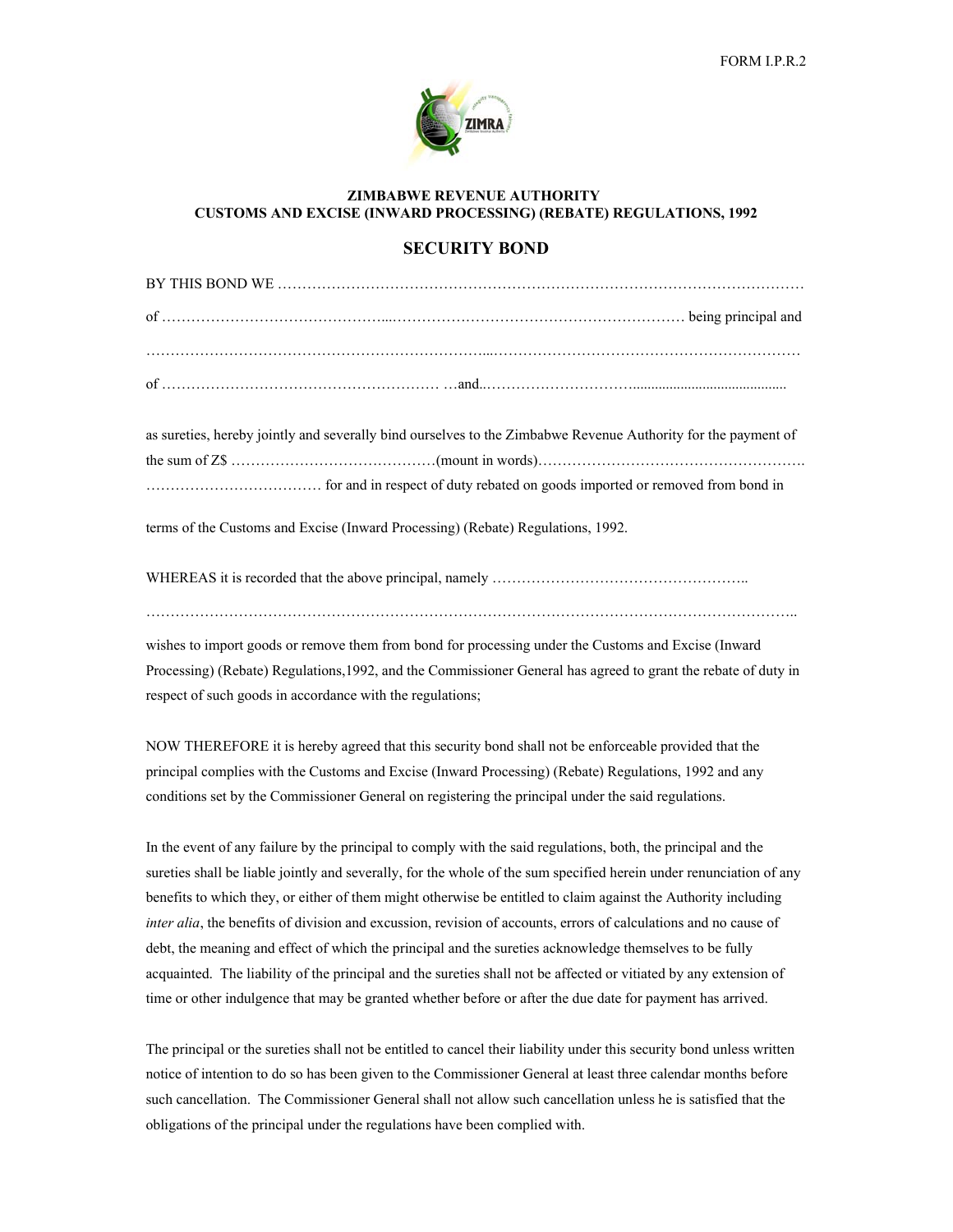FORM I.P.R.2

**ZIMBABWE REVENUE AUTHORITY**
**CUSTOMS AND EXCISE (INWARD PROCESSING) (REBATE) REGULATIONS, 1992**

## SECURITY BOND

BY THIS BOND WE …………………………………………………………………………………………………

of ………………………………………...……………………………………………………… being principal and

……………………………………………………………...………………………………………………………

of ………………………………………………… …and..………………………….........................................

as sureties, hereby jointly and severally bind ourselves to the Zimbabwe Revenue Authority for the payment of the sum of Z$ ……………………………………(mount in words)………………………………………………. ……………………………… for and in respect of duty rebated on goods imported or removed from bond in terms of the Customs and Excise (Inward Processing) (Rebate) Regulations, 1992.

WHEREAS it is recorded that the above principal, namely ……………………………………………..

……………………………………………………………………………………………………………………..

wishes to import goods or remove them from bond for processing under the Customs and Excise (Inward Processing) (Rebate) Regulations,1992, and the Commissioner General has agreed to grant the rebate of duty in respect of such goods in accordance with the regulations;

NOW THEREFORE it is hereby agreed that this security bond shall not be enforceable provided that the principal complies with the Customs and Excise (Inward Processing) (Rebate) Regulations, 1992 and any conditions set by the Commissioner General on registering the principal under the said regulations.

In the event of any failure by the principal to comply with the said regulations, both, the principal and the sureties shall be liable jointly and severally, for the whole of the sum specified herein under renunciation of any benefits to which they, or either of them might otherwise be entitled to claim against the Authority including *inter alia*, the benefits of division and excussion, revision of accounts, errors of calculations and no cause of debt, the meaning and effect of which the principal and the sureties acknowledge themselves to be fully acquainted. The liability of the principal and the sureties shall not be affected or vitiated by any extension of time or other indulgence that may be granted whether before or after the due date for payment has arrived.

The principal or the sureties shall not be entitled to cancel their liability under this security bond unless written notice of intention to do so has been given to the Commissioner General at least three calendar months before such cancellation. The Commissioner General shall not allow such cancellation unless he is satisfied that the obligations of the principal under the regulations have been complied with.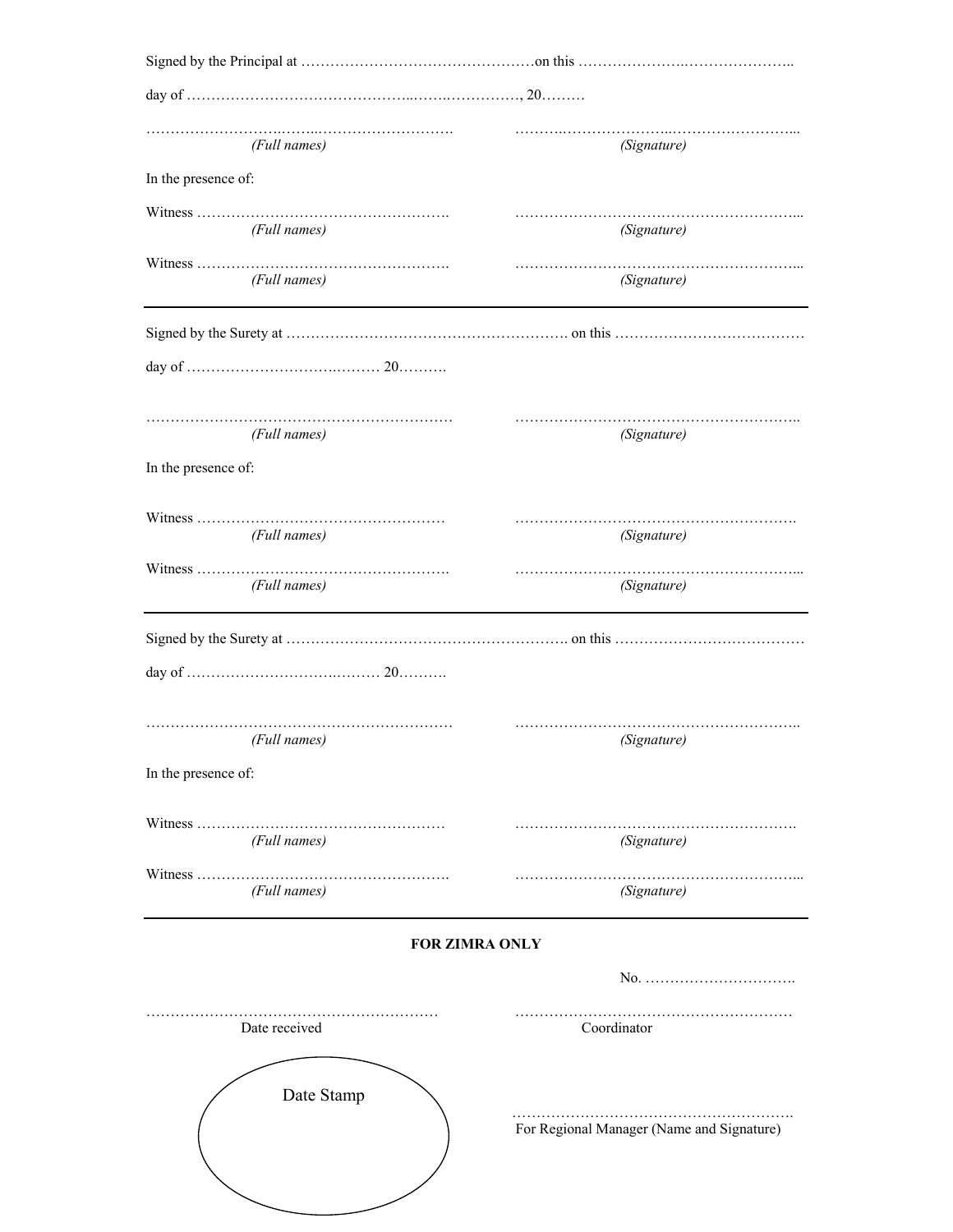Signed by the Principal at …………………………………………on this …………………..…………………..

day of ……………………………………..…….…………….., 20………

………………………..……..………………………. *(Full names)* ……….…………………..…………………….. *(Signature)*

In the presence of:

Witness ……………………………………………. *(Full names)* ………………………………………………….. *(Signature)*

Witness ……………………………………………. *(Full names)* ………………………………………………….. *(Signature)*

---

Signed by the Surety at ………………………………………………… on this …………………………………

day of …………………………..……… 20……….

……………………………………………………… *(Full names)* ………………………………………………….. *(Signature)*

In the presence of:

Witness …………………………………………… *(Full names)* …………………………………………………. *(Signature)*

Witness ……………………………………………. *(Full names)* ………………………………………………….. *(Signature)*

---

Signed by the Surety at ………………………………………………… on this …………………………………

day of …………………………..……… 20……….

……………………………………………………… *(Full names)* ………………………………………………….. *(Signature)*

In the presence of:

Witness …………………………………………… *(Full names)* …………………………………………………. *(Signature)*

Witness ……………………………………………. *(Full names)* ………………………………………………….. *(Signature)*

---

**FOR ZIMRA ONLY**

No. ………………………….

…………………………………………………… Date received

………………………………………………… Coordinator

Date Stamp

…………………………………………………. For Regional Manager (Name and Signature)